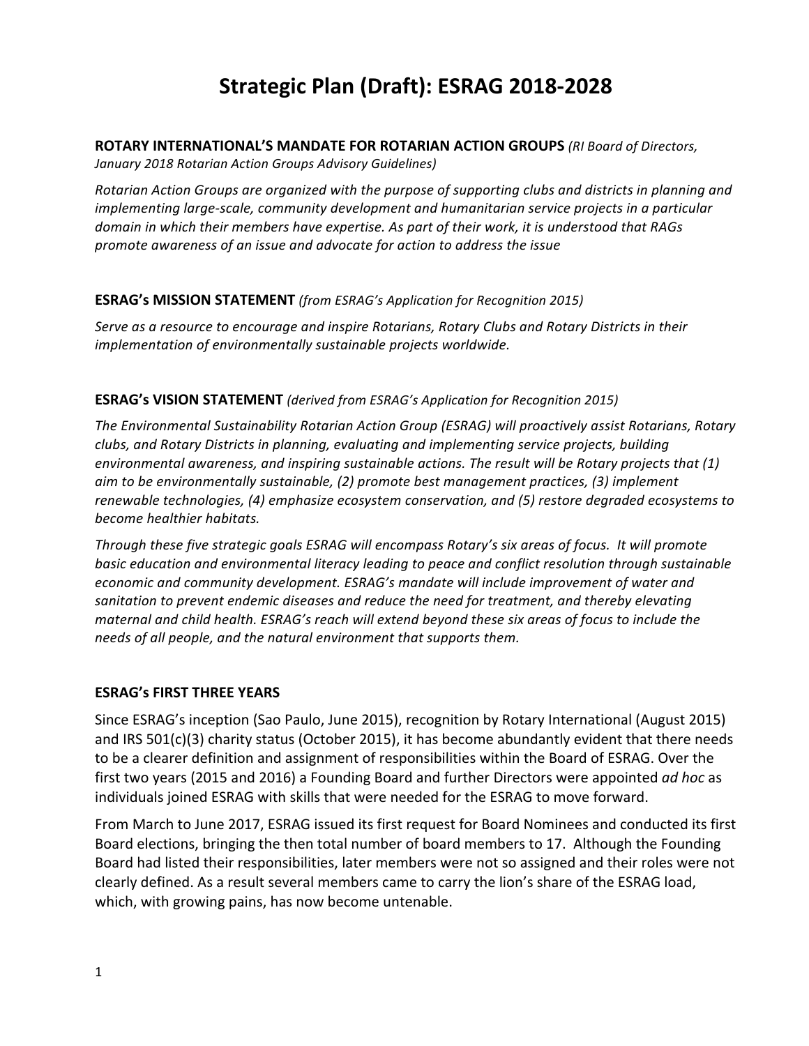# Strategic Plan (Draft): ESRAG 2018-2028

**ROTARY INTERNATIONAL'S MANDATE FOR ROTARIAN ACTION GROUPS** *(RI Board of Directors, January 2018 Rotarian Action Groups Advisory Guidelines)*

*Rotarian Action Groups are organized with the purpose of supporting clubs and districts in planning and implementing large-scale, community development and humanitarian service projects in a particular domain in which their members have expertise. As part of their work, it is understood that RAGs promote awareness of an issue and advocate for action to address the issue*

**ESRAG's MISSION STATEMENT** *(from ESRAG's Application for Recognition 2015)*

*Serve as a resource to encourage and inspire Rotarians, Rotary Clubs and Rotary Districts in their implementation of environmentally sustainable projects worldwide.*

**ESRAG's VISION STATEMENT** *(derived from ESRAG's Application for Recognition 2015)*

*The Environmental Sustainability Rotarian Action Group (ESRAG) will proactively assist Rotarians, Rotary clubs, and Rotary Districts in planning, evaluating and implementing service projects, building environmental awareness, and inspiring sustainable actions. The result will be Rotary projects that (1) aim to be environmentally sustainable, (2) promote best management practices, (3) implement renewable technologies, (4) emphasize ecosystem conservation, and (5) restore degraded ecosystems to become healthier habitats.*

*Through these five strategic goals ESRAG will encompass Rotary's six areas of focus. It will promote basic education and environmental literacy leading to peace and conflict resolution through sustainable economic and community development. ESRAG's mandate will include improvement of water and sanitation to prevent endemic diseases and reduce the need for treatment, and thereby elevating maternal and child health. ESRAG's reach will extend beyond these six areas of focus to include the needs of all people, and the natural environment that supports them.*

**ESRAG's FIRST THREE YEARS**

Since ESRAG's inception (Sao Paulo, June 2015), recognition by Rotary International (August 2015) and IRS 501(c)(3) charity status (October 2015), it has become abundantly evident that there needs to be a clearer definition and assignment of responsibilities within the Board of ESRAG. Over the first two years (2015 and 2016) a Founding Board and further Directors were appointed *ad hoc* as individuals joined ESRAG with skills that were needed for the ESRAG to move forward.

From March to June 2017, ESRAG issued its first request for Board Nominees and conducted its first Board elections, bringing the then total number of board members to 17. Although the Founding Board had listed their responsibilities, later members were not so assigned and their roles were not clearly defined. As a result several members came to carry the lion's share of the ESRAG load, which, with growing pains, has now become untenable.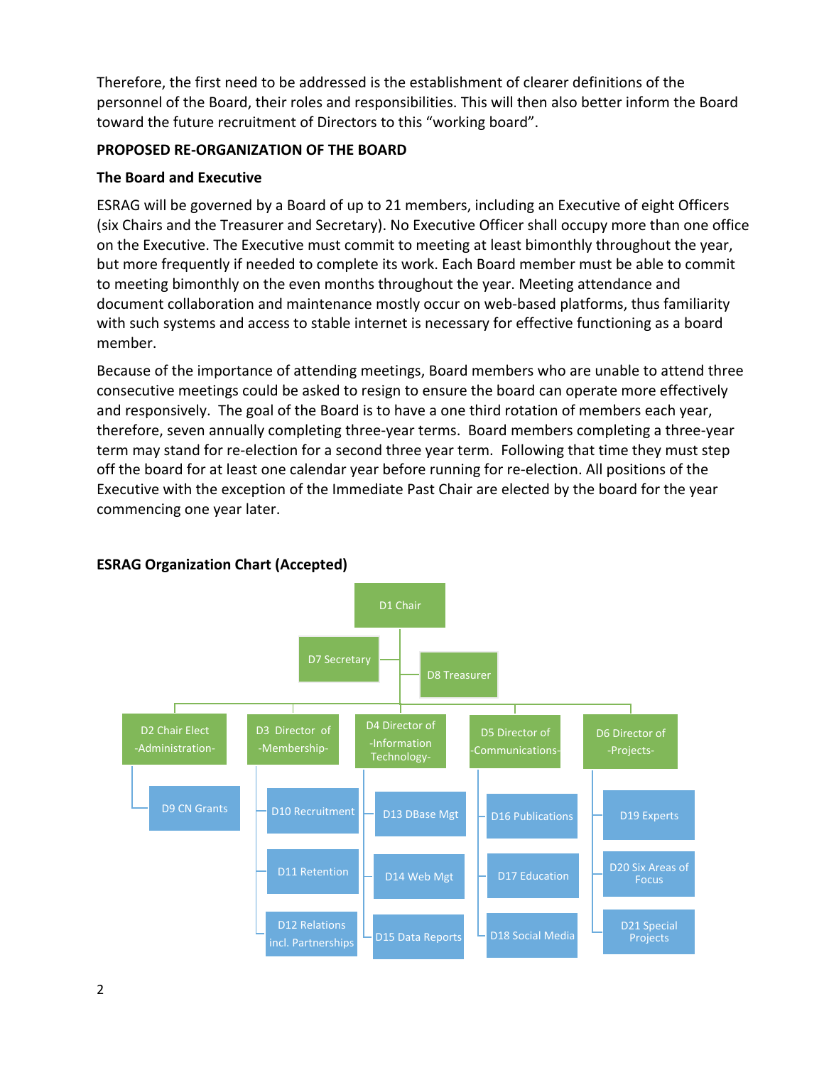Therefore, the first need to be addressed is the establishment of clearer definitions of the personnel of the Board, their roles and responsibilities. This will then also better inform the Board toward the future recruitment of Directors to this "working board".

## PROPOSED RE-ORGANIZATION OF THE BOARD

### The Board and Executive

ESRAG will be governed by a Board of up to 21 members, including an Executive of eight Officers (six Chairs and the Treasurer and Secretary). No Executive Officer shall occupy more than one office on the Executive. The Executive must commit to meeting at least bimonthly throughout the year, but more frequently if needed to complete its work. Each Board member must be able to commit to meeting bimonthly on the even months throughout the year. Meeting attendance and document collaboration and maintenance mostly occur on web-based platforms, thus familiarity with such systems and access to stable internet is necessary for effective functioning as a board member.

Because of the importance of attending meetings, Board members who are unable to attend three consecutive meetings could be asked to resign to ensure the board can operate more effectively and responsively. The goal of the Board is to have a one third rotation of members each year, therefore, seven annually completing three-year terms. Board members completing a three-year term may stand for re-election for a second three year term. Following that time they must step off the board for at least one calendar year before running for re-election. All positions of the Executive with the exception of the Immediate Past Chair are elected by the board for the year commencing one year later.

### ESRAG Organization Chart (Accepted)

- D1 Chair
  - D7 Secretary
  - D8 Treasurer
  - D2 Chair Elect -Administration-
    - D9 CN Grants
  - D3 Director of -Membership-
    - D10 Recruitment
    - D11 Retention
    - D12 Relations incl. Partnerships
  - D4 Director of -Information Technology-
    - D13 DBase Mgt
    - D14 Web Mgt
    - D15 Data Reports
  - D5 Director of -Communications-
    - D16 Publications
    - D17 Education
    - D18 Social Media
  - D6 Director of -Projects-
    - D19 Experts
    - D20 Six Areas of Focus
    - D21 Special Projects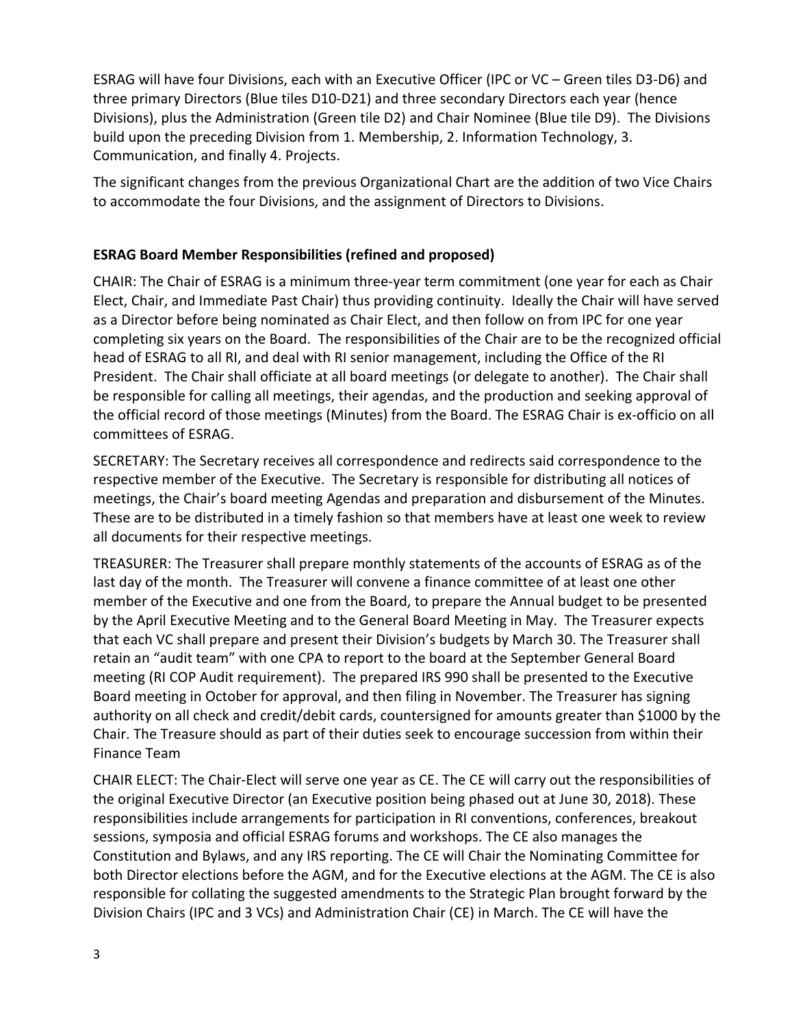ESRAG will have four Divisions, each with an Executive Officer (IPC or VC – Green tiles D3-D6) and three primary Directors (Blue tiles D10-D21) and three secondary Directors each year (hence Divisions), plus the Administration (Green tile D2) and Chair Nominee (Blue tile D9). The Divisions build upon the preceding Division from 1. Membership, 2. Information Technology, 3. Communication, and finally 4. Projects.

The significant changes from the previous Organizational Chart are the addition of two Vice Chairs to accommodate the four Divisions, and the assignment of Directors to Divisions.

**ESRAG Board Member Responsibilities (refined and proposed)**

CHAIR: The Chair of ESRAG is a minimum three-year term commitment (one year for each as Chair Elect, Chair, and Immediate Past Chair) thus providing continuity. Ideally the Chair will have served as a Director before being nominated as Chair Elect, and then follow on from IPC for one year completing six years on the Board. The responsibilities of the Chair are to be the recognized official head of ESRAG to all RI, and deal with RI senior management, including the Office of the RI President. The Chair shall officiate at all board meetings (or delegate to another). The Chair shall be responsible for calling all meetings, their agendas, and the production and seeking approval of the official record of those meetings (Minutes) from the Board. The ESRAG Chair is ex-officio on all committees of ESRAG.

SECRETARY: The Secretary receives all correspondence and redirects said correspondence to the respective member of the Executive. The Secretary is responsible for distributing all notices of meetings, the Chair's board meeting Agendas and preparation and disbursement of the Minutes. These are to be distributed in a timely fashion so that members have at least one week to review all documents for their respective meetings.

TREASURER: The Treasurer shall prepare monthly statements of the accounts of ESRAG as of the last day of the month. The Treasurer will convene a finance committee of at least one other member of the Executive and one from the Board, to prepare the Annual budget to be presented by the April Executive Meeting and to the General Board Meeting in May. The Treasurer expects that each VC shall prepare and present their Division's budgets by March 30. The Treasurer shall retain an "audit team" with one CPA to report to the board at the September General Board meeting (RI COP Audit requirement). The prepared IRS 990 shall be presented to the Executive Board meeting in October for approval, and then filing in November. The Treasurer has signing authority on all check and credit/debit cards, countersigned for amounts greater than $1000 by the Chair. The Treasure should as part of their duties seek to encourage succession from within their Finance Team

CHAIR ELECT: The Chair-Elect will serve one year as CE. The CE will carry out the responsibilities of the original Executive Director (an Executive position being phased out at June 30, 2018). These responsibilities include arrangements for participation in RI conventions, conferences, breakout sessions, symposia and official ESRAG forums and workshops. The CE also manages the Constitution and Bylaws, and any IRS reporting. The CE will Chair the Nominating Committee for both Director elections before the AGM, and for the Executive elections at the AGM. The CE is also responsible for collating the suggested amendments to the Strategic Plan brought forward by the Division Chairs (IPC and 3 VCs) and Administration Chair (CE) in March. The CE will have the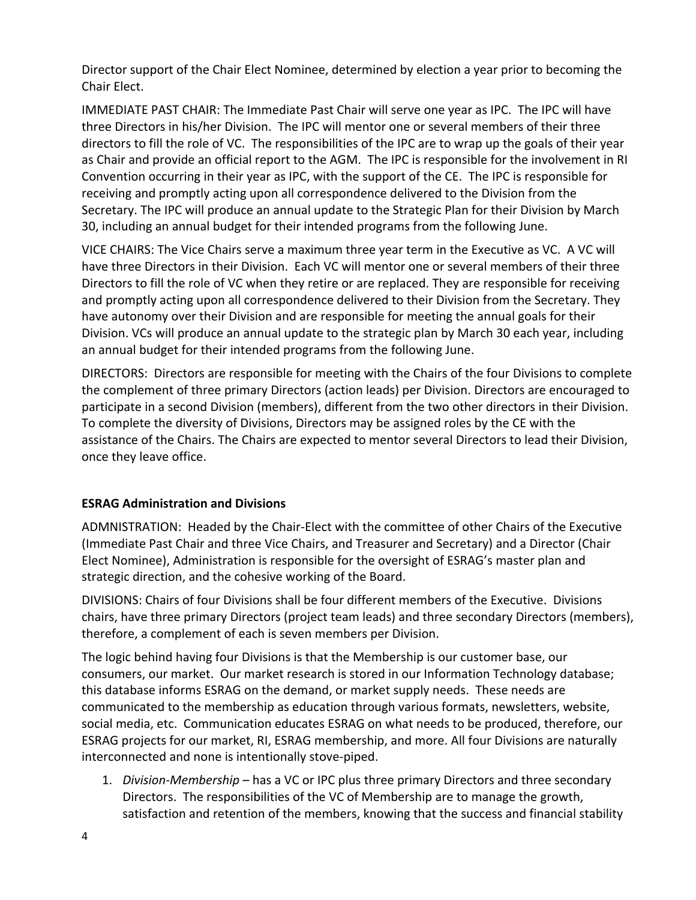Director support of the Chair Elect Nominee, determined by election a year prior to becoming the Chair Elect.

IMMEDIATE PAST CHAIR: The Immediate Past Chair will serve one year as IPC. The IPC will have three Directors in his/her Division. The IPC will mentor one or several members of their three directors to fill the role of VC. The responsibilities of the IPC are to wrap up the goals of their year as Chair and provide an official report to the AGM. The IPC is responsible for the involvement in RI Convention occurring in their year as IPC, with the support of the CE. The IPC is responsible for receiving and promptly acting upon all correspondence delivered to the Division from the Secretary. The IPC will produce an annual update to the Strategic Plan for their Division by March 30, including an annual budget for their intended programs from the following June.

VICE CHAIRS: The Vice Chairs serve a maximum three year term in the Executive as VC. A VC will have three Directors in their Division. Each VC will mentor one or several members of their three Directors to fill the role of VC when they retire or are replaced. They are responsible for receiving and promptly acting upon all correspondence delivered to their Division from the Secretary. They have autonomy over their Division and are responsible for meeting the annual goals for their Division. VCs will produce an annual update to the strategic plan by March 30 each year, including an annual budget for their intended programs from the following June.

DIRECTORS: Directors are responsible for meeting with the Chairs of the four Divisions to complete the complement of three primary Directors (action leads) per Division. Directors are encouraged to participate in a second Division (members), different from the two other directors in their Division. To complete the diversity of Divisions, Directors may be assigned roles by the CE with the assistance of the Chairs. The Chairs are expected to mentor several Directors to lead their Division, once they leave office.

**ESRAG Administration and Divisions**

ADMNISTRATION: Headed by the Chair-Elect with the committee of other Chairs of the Executive (Immediate Past Chair and three Vice Chairs, and Treasurer and Secretary) and a Director (Chair Elect Nominee), Administration is responsible for the oversight of ESRAG's master plan and strategic direction, and the cohesive working of the Board.

DIVISIONS: Chairs of four Divisions shall be four different members of the Executive. Divisions chairs, have three primary Directors (project team leads) and three secondary Directors (members), therefore, a complement of each is seven members per Division.

The logic behind having four Divisions is that the Membership is our customer base, our consumers, our market. Our market research is stored in our Information Technology database; this database informs ESRAG on the demand, or market supply needs. These needs are communicated to the membership as education through various formats, newsletters, website, social media, etc. Communication educates ESRAG on what needs to be produced, therefore, our ESRAG projects for our market, RI, ESRAG membership, and more. All four Divisions are naturally interconnected and none is intentionally stove-piped.

1. *Division-Membership* – has a VC or IPC plus three primary Directors and three secondary Directors. The responsibilities of the VC of Membership are to manage the growth, satisfaction and retention of the members, knowing that the success and financial stability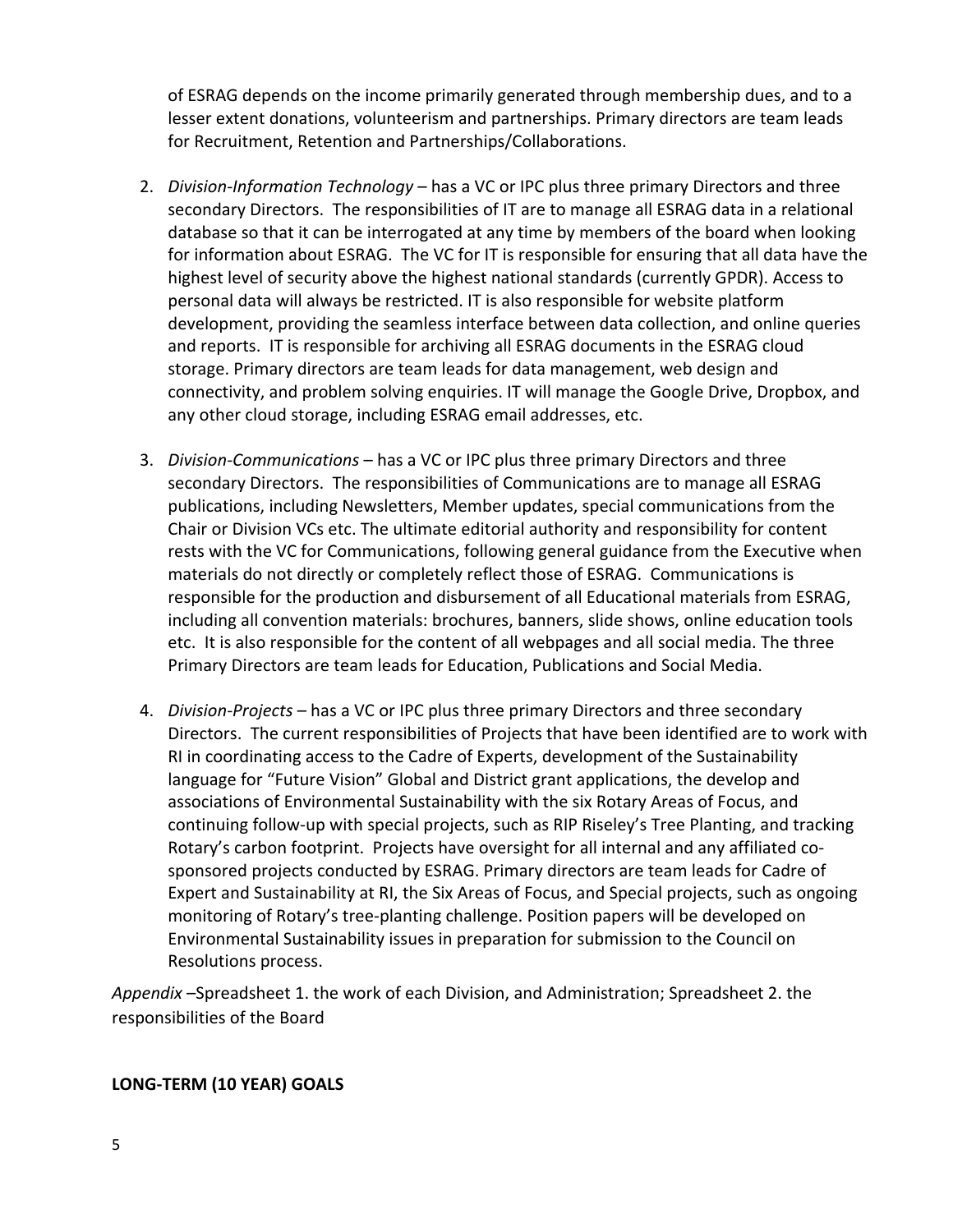of ESRAG depends on the income primarily generated through membership dues, and to a lesser extent donations, volunteerism and partnerships. Primary directors are team leads for Recruitment, Retention and Partnerships/Collaborations.

2. *Division-Information Technology* – has a VC or IPC plus three primary Directors and three secondary Directors. The responsibilities of IT are to manage all ESRAG data in a relational database so that it can be interrogated at any time by members of the board when looking for information about ESRAG. The VC for IT is responsible for ensuring that all data have the highest level of security above the highest national standards (currently GPDR). Access to personal data will always be restricted. IT is also responsible for website platform development, providing the seamless interface between data collection, and online queries and reports. IT is responsible for archiving all ESRAG documents in the ESRAG cloud storage. Primary directors are team leads for data management, web design and connectivity, and problem solving enquiries. IT will manage the Google Drive, Dropbox, and any other cloud storage, including ESRAG email addresses, etc.

3. *Division-Communications* – has a VC or IPC plus three primary Directors and three secondary Directors. The responsibilities of Communications are to manage all ESRAG publications, including Newsletters, Member updates, special communications from the Chair or Division VCs etc. The ultimate editorial authority and responsibility for content rests with the VC for Communications, following general guidance from the Executive when materials do not directly or completely reflect those of ESRAG. Communications is responsible for the production and disbursement of all Educational materials from ESRAG, including all convention materials: brochures, banners, slide shows, online education tools etc. It is also responsible for the content of all webpages and all social media. The three Primary Directors are team leads for Education, Publications and Social Media.

4. *Division-Projects* – has a VC or IPC plus three primary Directors and three secondary Directors. The current responsibilities of Projects that have been identified are to work with RI in coordinating access to the Cadre of Experts, development of the Sustainability language for "Future Vision" Global and District grant applications, the develop and associations of Environmental Sustainability with the six Rotary Areas of Focus, and continuing follow-up with special projects, such as RIP Riseley's Tree Planting, and tracking Rotary's carbon footprint. Projects have oversight for all internal and any affiliated co-sponsored projects conducted by ESRAG. Primary directors are team leads for Cadre of Expert and Sustainability at RI, the Six Areas of Focus, and Special projects, such as ongoing monitoring of Rotary's tree-planting challenge. Position papers will be developed on Environmental Sustainability issues in preparation for submission to the Council on Resolutions process.

*Appendix* –Spreadsheet 1. the work of each Division, and Administration; Spreadsheet 2. the responsibilities of the Board

**LONG-TERM (10 YEAR) GOALS**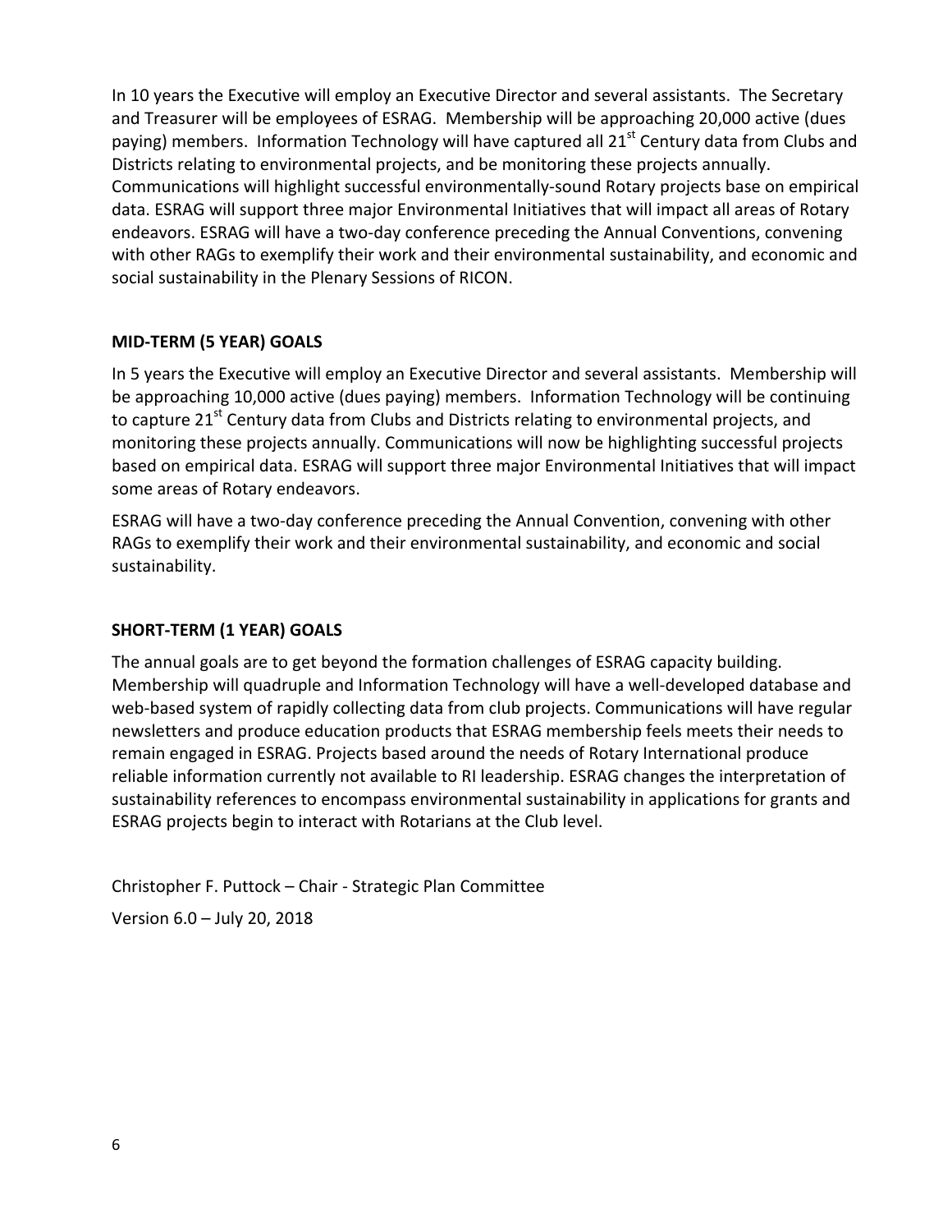In 10 years the Executive will employ an Executive Director and several assistants. The Secretary and Treasurer will be employees of ESRAG. Membership will be approaching 20,000 active (dues paying) members. Information Technology will have captured all 21st Century data from Clubs and Districts relating to environmental projects, and be monitoring these projects annually. Communications will highlight successful environmentally-sound Rotary projects base on empirical data. ESRAG will support three major Environmental Initiatives that will impact all areas of Rotary endeavors. ESRAG will have a two-day conference preceding the Annual Conventions, convening with other RAGs to exemplify their work and their environmental sustainability, and economic and social sustainability in the Plenary Sessions of RICON.

**MID-TERM (5 YEAR) GOALS**

In 5 years the Executive will employ an Executive Director and several assistants. Membership will be approaching 10,000 active (dues paying) members. Information Technology will be continuing to capture 21st Century data from Clubs and Districts relating to environmental projects, and monitoring these projects annually. Communications will now be highlighting successful projects based on empirical data. ESRAG will support three major Environmental Initiatives that will impact some areas of Rotary endeavors.

ESRAG will have a two-day conference preceding the Annual Convention, convening with other RAGs to exemplify their work and their environmental sustainability, and economic and social sustainability.

**SHORT-TERM (1 YEAR) GOALS**

The annual goals are to get beyond the formation challenges of ESRAG capacity building. Membership will quadruple and Information Technology will have a well-developed database and web-based system of rapidly collecting data from club projects. Communications will have regular newsletters and produce education products that ESRAG membership feels meets their needs to remain engaged in ESRAG. Projects based around the needs of Rotary International produce reliable information currently not available to RI leadership. ESRAG changes the interpretation of sustainability references to encompass environmental sustainability in applications for grants and ESRAG projects begin to interact with Rotarians at the Club level.

Christopher F. Puttock – Chair - Strategic Plan Committee

Version 6.0 – July 20, 2018